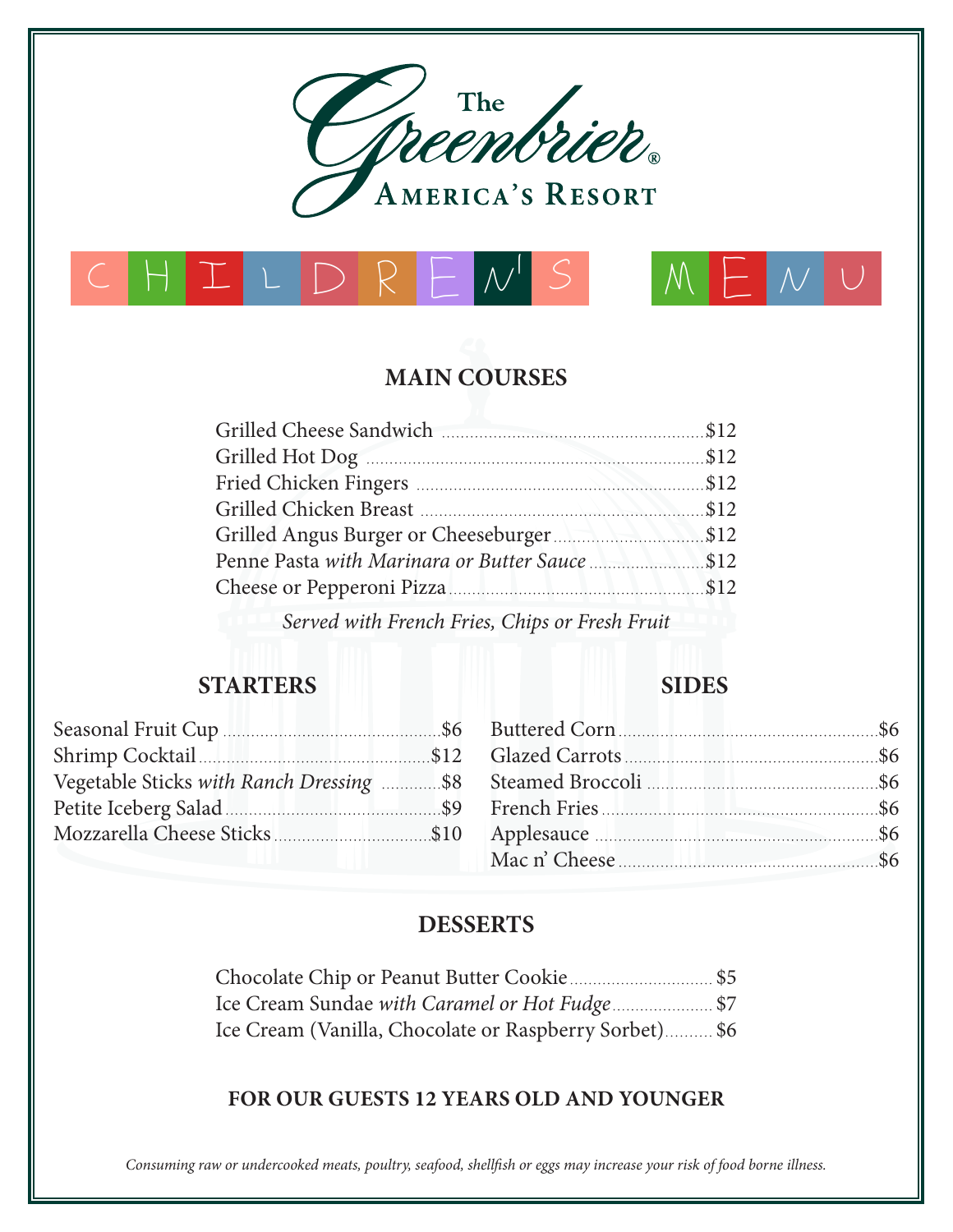# The Greenbrier®

**America's Resort**

## CHILDREN'S MENU

### MAIN COURSES

- Grilled Cheese Sandwich ... $12
- Grilled Hot Dog ... $12
- Fried Chicken Fingers ... $12
- Grilled Chicken Breast ... $12
- Grilled Angus Burger or Cheeseburger ... $12
- Penne Pasta *with Marinara or Butter Sauce* ... $12
- Cheese or Pepperoni Pizza ... $12

*Served with French Fries, Chips or Fresh Fruit*

### STARTERS

- Seasonal Fruit Cup ... $6
- Shrimp Cocktail ... $12
- Vegetable Sticks *with Ranch Dressing* ... $8
- Petite Iceberg Salad ... $9
- Mozzarella Cheese Sticks ... $10

### SIDES

- Buttered Corn ... $6
- Glazed Carrots ... $6
- Steamed Broccoli ... $6
- French Fries ... $6
- Applesauce ... $6
- Mac n' Cheese ... $6

### DESSERTS

- Chocolate Chip or Peanut Butter Cookie ... $5
- Ice Cream Sundae *with Caramel or Hot Fudge* ... $7
- Ice Cream (Vanilla, Chocolate or Raspberry Sorbet) ... $6

**FOR OUR GUESTS 12 YEARS OLD AND YOUNGER**

*Consuming raw or undercooked meats, poultry, seafood, shellfish or eggs may increase your risk of food borne illness.*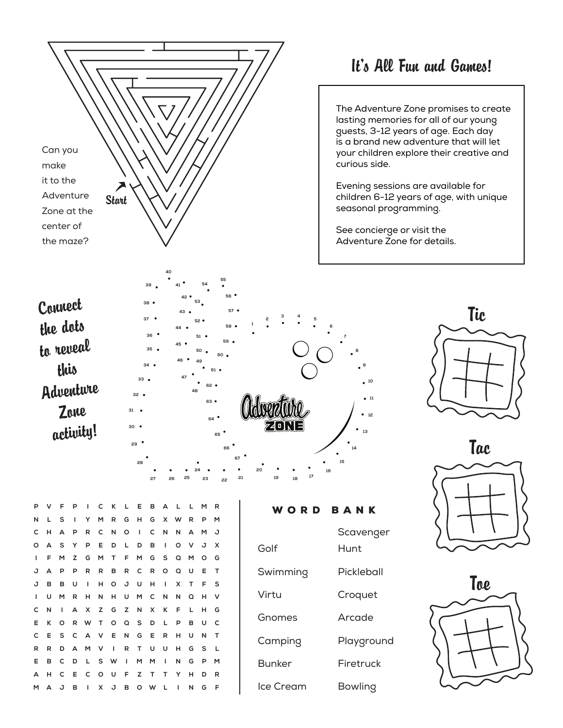Can you make it to the Adventure Zone at the center of the maze?

Start

## It's All Fun and Games!

The Adventure Zone promises to create lasting memories for all of our young guests, 3-12 years of age. Each day is a brand new adventure that will let your children explore their creative and curious side.

Evening sessions are available for children 6-12 years of age, with unique seasonal programming.

See concierge or visit the Adventure Zone for details.

Connect the dots to reveal this Adventure Zone activity!

Adventure ZONE

Tic

Tac

Toe

| | | | | | | | | | | | | | | |
|---|---|---|---|---|---|---|---|---|---|---|---|---|---|---|
| P | V | F | P | I | C | K | L | E | B | A | L | L | M | R |
| N | L | S | I | Y | M | R | G | H | G | X | W | R | P | M |
| C | H | A | P | R | C | N | O | I | C | N | N | A | M | J |
| O | A | S | Y | P | E | D | L | D | B | I | O | V | J | X |
| I | F | M | Z | G | M | T | F | M | G | S | Q | M | O | G |
| J | A | P | P | R | R | B | R | C | R | O | Q | U | E | T |
| J | B | B | U | I | H | O | J | U | H | I | X | T | F | S |
| I | U | M | R | H | N | H | U | M | C | N | N | Q | H | V |
| C | N | I | A | X | Z | G | Z | N | X | K | F | L | H | G |
| E | K | O | R | W | T | O | Q | S | D | L | P | B | U | C |
| C | E | S | C | A | V | E | N | G | E | R | H | U | N | T |
| R | R | D | A | M | V | I | R | T | U | U | H | G | S | L |
| E | B | C | D | L | S | W | I | M | M | I | N | G | P | M |
| A | H | C | E | C | O | U | F | Z | T | T | Y | H | D | R |
| M | A | J | B | I | X | J | B | O | W | L | I | N | G | F |

### WORD BANK

- Golf
- Swimming
- Virtu
- Gnomes
- Camping
- Bunker
- Ice Cream
- Scavenger Hunt
- Pickleball
- Croquet
- Arcade
- Playground
- Firetruck
- Bowling